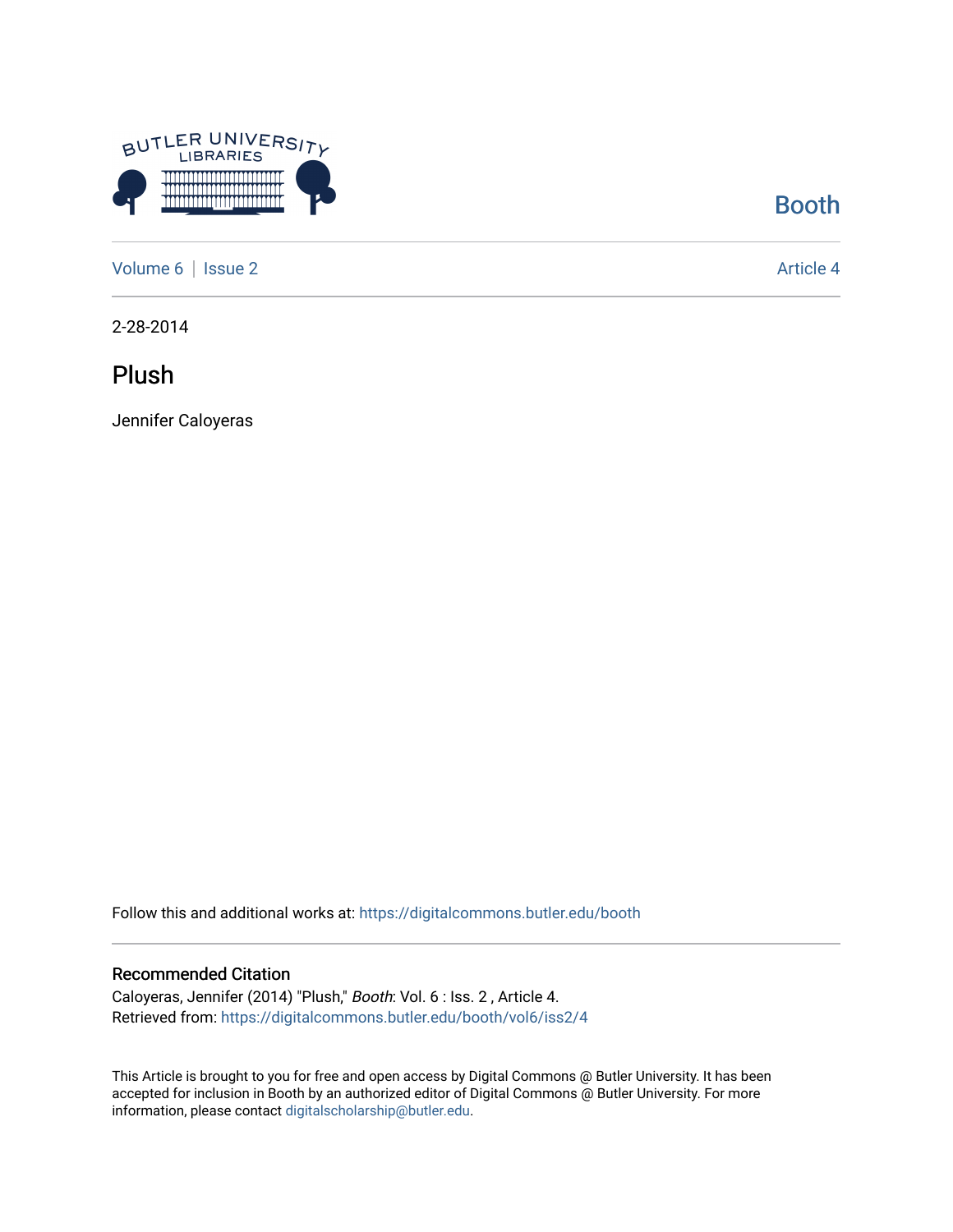Booth

Volume 6 | Issue 2 Article 4

2-28-2014

# Plush

Jennifer Caloyeras

Follow this and additional works at: https://digitalcommons.butler.edu/booth

## Recommended Citation

Caloyeras, Jennifer (2014) "Plush," *Booth*: Vol. 6 : Iss. 2 , Article 4.
Retrieved from: https://digitalcommons.butler.edu/booth/vol6/iss2/4

This Article is brought to you for free and open access by Digital Commons @ Butler University. It has been accepted for inclusion in Booth by an authorized editor of Digital Commons @ Butler University. For more information, please contact digitalscholarship@butler.edu.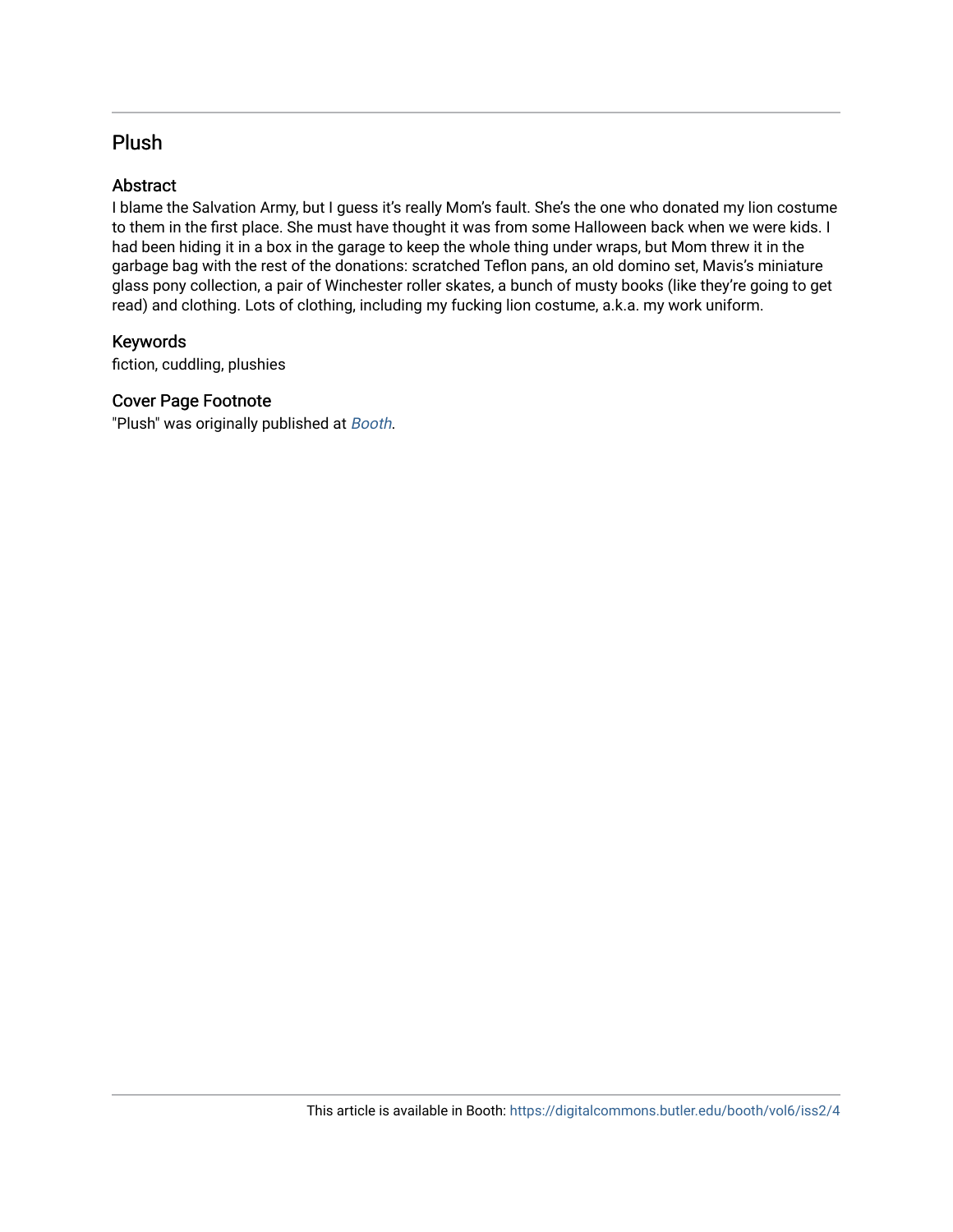# Plush

## Abstract

I blame the Salvation Army, but I guess it's really Mom's fault. She's the one who donated my lion costume to them in the first place. She must have thought it was from some Halloween back when we were kids. I had been hiding it in a box in the garage to keep the whole thing under wraps, but Mom threw it in the garbage bag with the rest of the donations: scratched Teflon pans, an old domino set, Mavis's miniature glass pony collection, a pair of Winchester roller skates, a bunch of musty books (like they're going to get read) and clothing. Lots of clothing, including my fucking lion costume, a.k.a. my work uniform.

## Keywords

fiction, cuddling, plushies

## Cover Page Footnote

"Plush" was originally published at *Booth*.

This article is available in Booth: https://digitalcommons.butler.edu/booth/vol6/iss2/4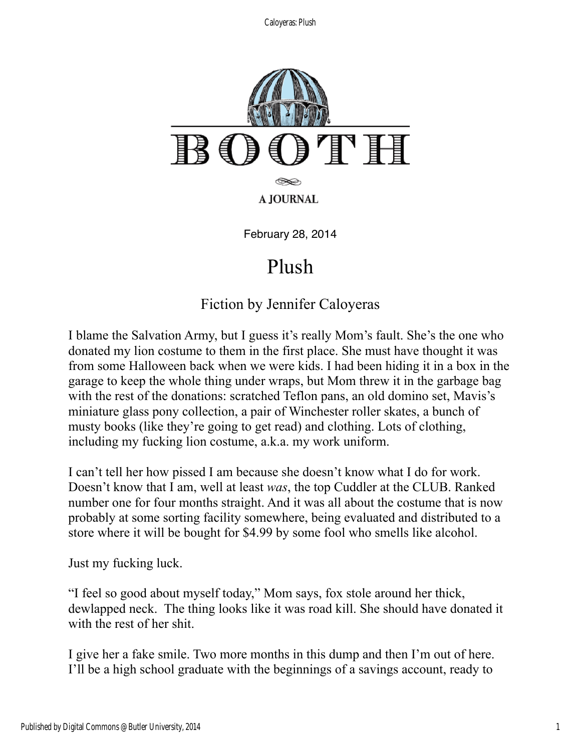BOOTH

A JOURNAL

February 28, 2014

# Plush

## Fiction by Jennifer Caloyeras

I blame the Salvation Army, but I guess it's really Mom's fault. She's the one who donated my lion costume to them in the first place. She must have thought it was from some Halloween back when we were kids. I had been hiding it in a box in the garage to keep the whole thing under wraps, but Mom threw it in the garbage bag with the rest of the donations: scratched Teflon pans, an old domino set, Mavis's miniature glass pony collection, a pair of Winchester roller skates, a bunch of musty books (like they're going to get read) and clothing. Lots of clothing, including my fucking lion costume, a.k.a. my work uniform.

I can't tell her how pissed I am because she doesn't know what I do for work. Doesn't know that I am, well at least *was*, the top Cuddler at the CLUB. Ranked number one for four months straight. And it was all about the costume that is now probably at some sorting facility somewhere, being evaluated and distributed to a store where it will be bought for $4.99 by some fool who smells like alcohol.

Just my fucking luck.

"I feel so good about myself today," Mom says, fox stole around her thick, dewlapped neck. The thing looks like it was road kill. She should have donated it with the rest of her shit.

I give her a fake smile. Two more months in this dump and then I'm out of here. I'll be a high school graduate with the beginnings of a savings account, ready to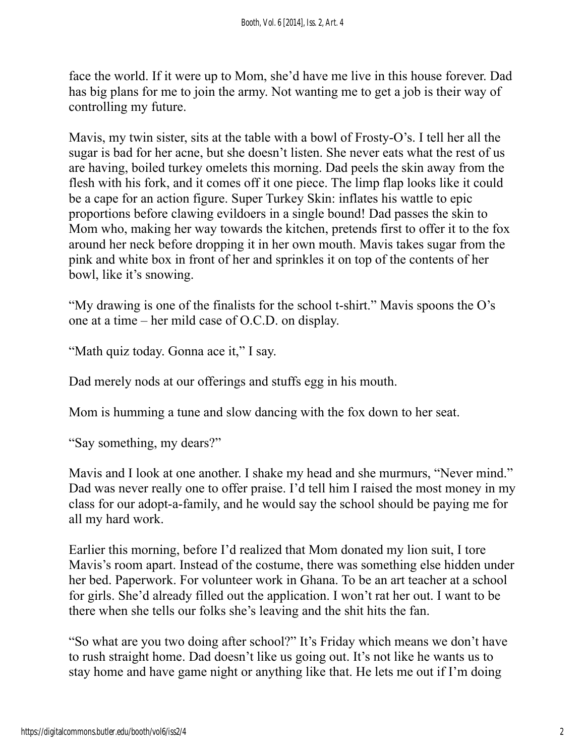face the world. If it were up to Mom, she'd have me live in this house forever. Dad has big plans for me to join the army. Not wanting me to get a job is their way of controlling my future.

Mavis, my twin sister, sits at the table with a bowl of Frosty-O's. I tell her all the sugar is bad for her acne, but she doesn't listen. She never eats what the rest of us are having, boiled turkey omelets this morning. Dad peels the skin away from the flesh with his fork, and it comes off it one piece. The limp flap looks like it could be a cape for an action figure. Super Turkey Skin: inflates his wattle to epic proportions before clawing evildoers in a single bound! Dad passes the skin to Mom who, making her way towards the kitchen, pretends first to offer it to the fox around her neck before dropping it in her own mouth. Mavis takes sugar from the pink and white box in front of her and sprinkles it on top of the contents of her bowl, like it's snowing.

"My drawing is one of the finalists for the school t-shirt." Mavis spoons the O's one at a time – her mild case of O.C.D. on display.

"Math quiz today. Gonna ace it," I say.

Dad merely nods at our offerings and stuffs egg in his mouth.

Mom is humming a tune and slow dancing with the fox down to her seat.

"Say something, my dears?"

Mavis and I look at one another. I shake my head and she murmurs, "Never mind." Dad was never really one to offer praise. I'd tell him I raised the most money in my class for our adopt-a-family, and he would say the school should be paying me for all my hard work.

Earlier this morning, before I'd realized that Mom donated my lion suit, I tore Mavis's room apart. Instead of the costume, there was something else hidden under her bed. Paperwork. For volunteer work in Ghana. To be an art teacher at a school for girls. She'd already filled out the application. I won't rat her out. I want to be there when she tells our folks she's leaving and the shit hits the fan.

"So what are you two doing after school?" It's Friday which means we don't have to rush straight home. Dad doesn't like us going out. It's not like he wants us to stay home and have game night or anything like that. He lets me out if I'm doing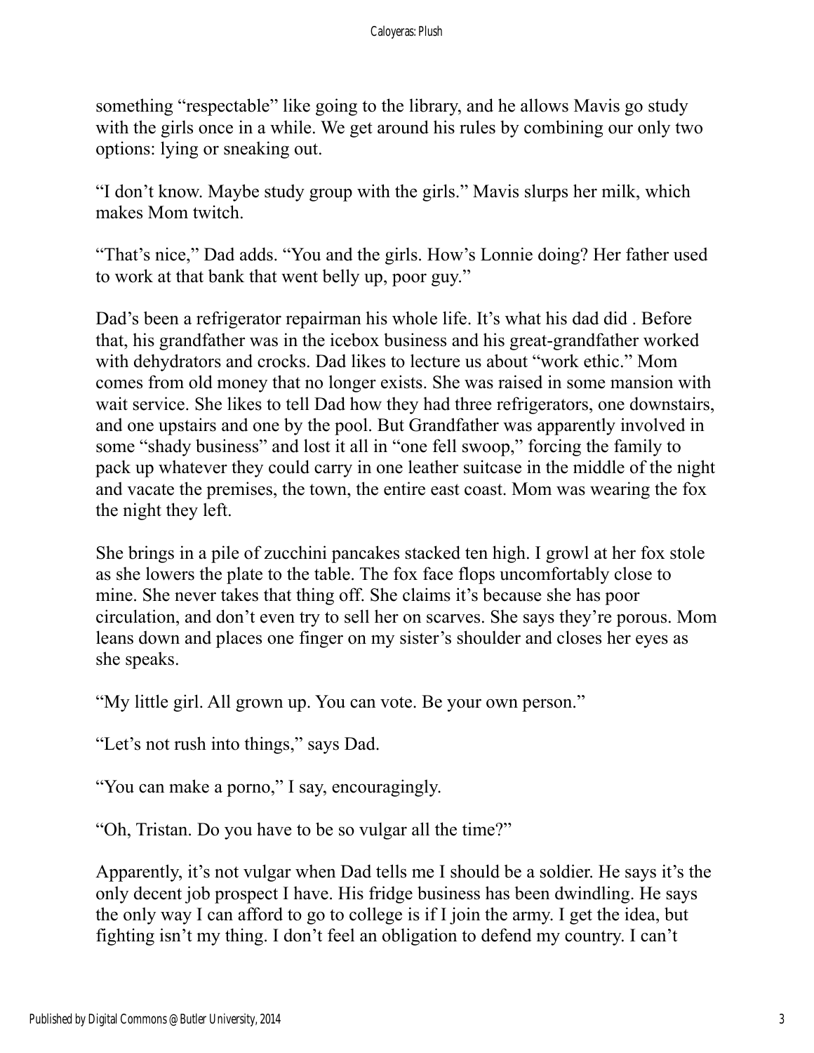something “respectable” like going to the library, and he allows Mavis go study with the girls once in a while. We get around his rules by combining our only two options: lying or sneaking out.

“I don’t know. Maybe study group with the girls.” Mavis slurps her milk, which makes Mom twitch.

“That’s nice,” Dad adds. “You and the girls. How’s Lonnie doing? Her father used to work at that bank that went belly up, poor guy.”

Dad’s been a refrigerator repairman his whole life. It’s what his dad did . Before that, his grandfather was in the icebox business and his great-grandfather worked with dehydrators and crocks. Dad likes to lecture us about “work ethic.” Mom comes from old money that no longer exists. She was raised in some mansion with wait service. She likes to tell Dad how they had three refrigerators, one downstairs, and one upstairs and one by the pool. But Grandfather was apparently involved in some “shady business” and lost it all in “one fell swoop,” forcing the family to pack up whatever they could carry in one leather suitcase in the middle of the night and vacate the premises, the town, the entire east coast. Mom was wearing the fox the night they left.

She brings in a pile of zucchini pancakes stacked ten high. I growl at her fox stole as she lowers the plate to the table. The fox face flops uncomfortably close to mine. She never takes that thing off. She claims it’s because she has poor circulation, and don’t even try to sell her on scarves. She says they’re porous. Mom leans down and places one finger on my sister’s shoulder and closes her eyes as she speaks.

“My little girl. All grown up. You can vote. Be your own person.”

“Let’s not rush into things,” says Dad.

“You can make a porno,” I say, encouragingly.

“Oh, Tristan. Do you have to be so vulgar all the time?”

Apparently, it’s not vulgar when Dad tells me I should be a soldier. He says it’s the only decent job prospect I have. His fridge business has been dwindling. He says the only way I can afford to go to college is if I join the army. I get the idea, but fighting isn’t my thing. I don’t feel an obligation to defend my country. I can’t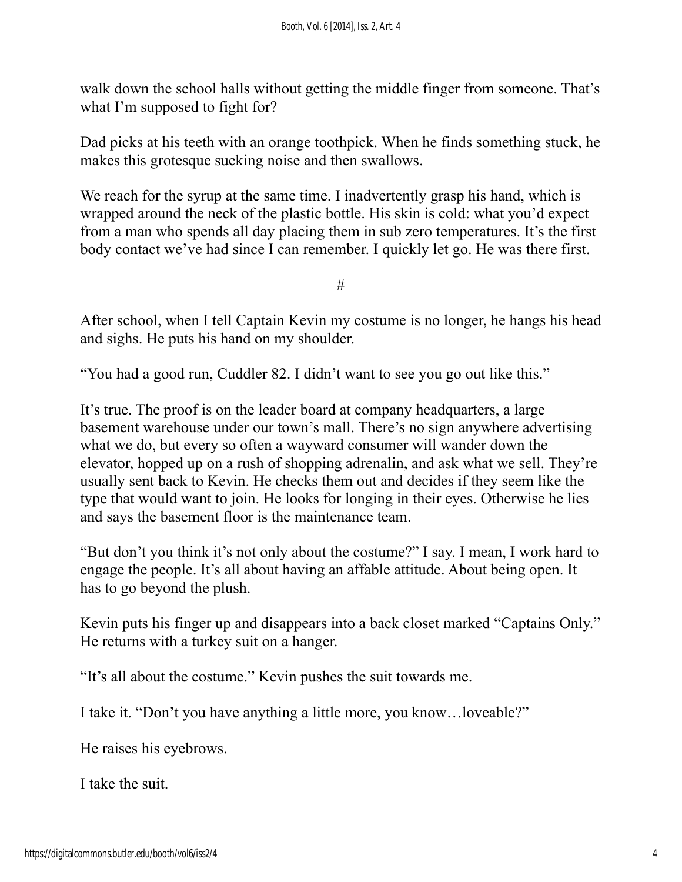walk down the school halls without getting the middle finger from someone. That's what I'm supposed to fight for?

Dad picks at his teeth with an orange toothpick. When he finds something stuck, he makes this grotesque sucking noise and then swallows.

We reach for the syrup at the same time. I inadvertently grasp his hand, which is wrapped around the neck of the plastic bottle. His skin is cold: what you'd expect from a man who spends all day placing them in sub zero temperatures. It's the first body contact we've had since I can remember. I quickly let go. He was there first.

#

After school, when I tell Captain Kevin my costume is no longer, he hangs his head and sighs. He puts his hand on my shoulder.

"You had a good run, Cuddler 82. I didn't want to see you go out like this."

It's true. The proof is on the leader board at company headquarters, a large basement warehouse under our town's mall. There's no sign anywhere advertising what we do, but every so often a wayward consumer will wander down the elevator, hopped up on a rush of shopping adrenalin, and ask what we sell. They're usually sent back to Kevin. He checks them out and decides if they seem like the type that would want to join. He looks for longing in their eyes. Otherwise he lies and says the basement floor is the maintenance team.

"But don't you think it's not only about the costume?" I say. I mean, I work hard to engage the people. It's all about having an affable attitude. About being open. It has to go beyond the plush.

Kevin puts his finger up and disappears into a back closet marked "Captains Only." He returns with a turkey suit on a hanger.

"It's all about the costume." Kevin pushes the suit towards me.

I take it. "Don't you have anything a little more, you know…loveable?"

He raises his eyebrows.

I take the suit.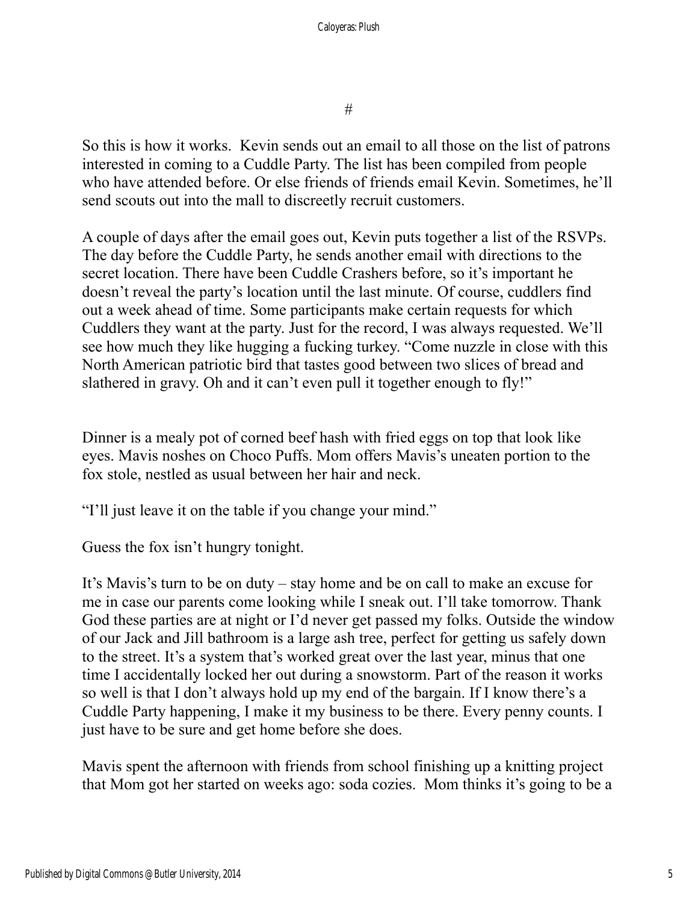#

So this is how it works. Kevin sends out an email to all those on the list of patrons interested in coming to a Cuddle Party. The list has been compiled from people who have attended before. Or else friends of friends email Kevin. Sometimes, he'll send scouts out into the mall to discreetly recruit customers.

A couple of days after the email goes out, Kevin puts together a list of the RSVPs. The day before the Cuddle Party, he sends another email with directions to the secret location. There have been Cuddle Crashers before, so it's important he doesn't reveal the party's location until the last minute. Of course, cuddlers find out a week ahead of time. Some participants make certain requests for which Cuddlers they want at the party. Just for the record, I was always requested. We'll see how much they like hugging a fucking turkey. "Come nuzzle in close with this North American patriotic bird that tastes good between two slices of bread and slathered in gravy. Oh and it can't even pull it together enough to fly!"

Dinner is a mealy pot of corned beef hash with fried eggs on top that look like eyes. Mavis noshes on Choco Puffs. Mom offers Mavis's uneaten portion to the fox stole, nestled as usual between her hair and neck.

"I'll just leave it on the table if you change your mind."

Guess the fox isn't hungry tonight.

It's Mavis's turn to be on duty – stay home and be on call to make an excuse for me in case our parents come looking while I sneak out. I'll take tomorrow. Thank God these parties are at night or I'd never get passed my folks. Outside the window of our Jack and Jill bathroom is a large ash tree, perfect for getting us safely down to the street. It's a system that's worked great over the last year, minus that one time I accidentally locked her out during a snowstorm. Part of the reason it works so well is that I don't always hold up my end of the bargain. If I know there's a Cuddle Party happening, I make it my business to be there. Every penny counts. I just have to be sure and get home before she does.

Mavis spent the afternoon with friends from school finishing up a knitting project that Mom got her started on weeks ago: soda cozies. Mom thinks it's going to be a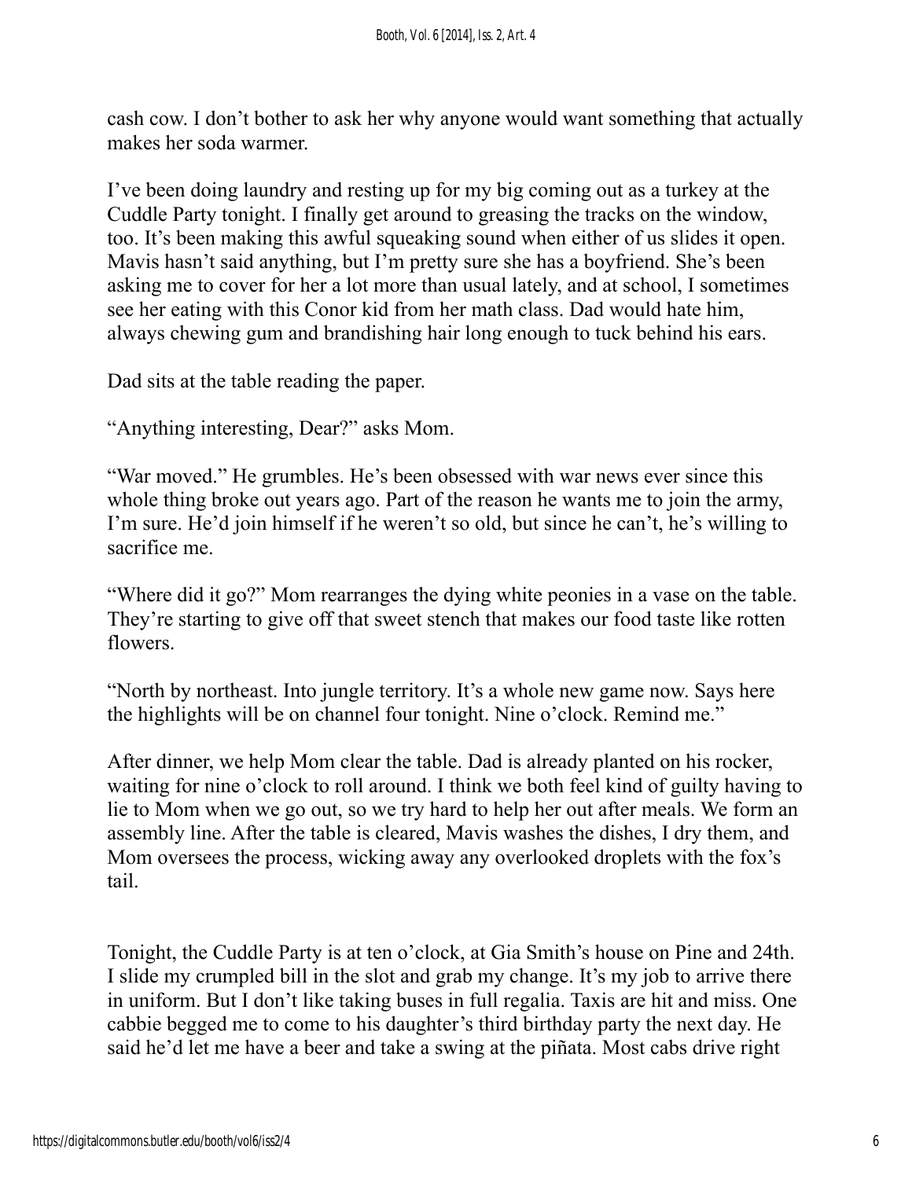cash cow. I don't bother to ask her why anyone would want something that actually makes her soda warmer.

I've been doing laundry and resting up for my big coming out as a turkey at the Cuddle Party tonight. I finally get around to greasing the tracks on the window, too. It's been making this awful squeaking sound when either of us slides it open. Mavis hasn't said anything, but I'm pretty sure she has a boyfriend. She's been asking me to cover for her a lot more than usual lately, and at school, I sometimes see her eating with this Conor kid from her math class. Dad would hate him, always chewing gum and brandishing hair long enough to tuck behind his ears.

Dad sits at the table reading the paper.

"Anything interesting, Dear?" asks Mom.

"War moved." He grumbles. He's been obsessed with war news ever since this whole thing broke out years ago. Part of the reason he wants me to join the army, I'm sure. He'd join himself if he weren't so old, but since he can't, he's willing to sacrifice me.

"Where did it go?" Mom rearranges the dying white peonies in a vase on the table. They're starting to give off that sweet stench that makes our food taste like rotten flowers.

"North by northeast. Into jungle territory. It's a whole new game now. Says here the highlights will be on channel four tonight. Nine o'clock. Remind me."

After dinner, we help Mom clear the table. Dad is already planted on his rocker, waiting for nine o'clock to roll around. I think we both feel kind of guilty having to lie to Mom when we go out, so we try hard to help her out after meals. We form an assembly line. After the table is cleared, Mavis washes the dishes, I dry them, and Mom oversees the process, wicking away any overlooked droplets with the fox's tail.

Tonight, the Cuddle Party is at ten o'clock, at Gia Smith's house on Pine and 24th. I slide my crumpled bill in the slot and grab my change. It's my job to arrive there in uniform. But I don't like taking buses in full regalia. Taxis are hit and miss. One cabbie begged me to come to his daughter's third birthday party the next day. He said he'd let me have a beer and take a swing at the piñata. Most cabs drive right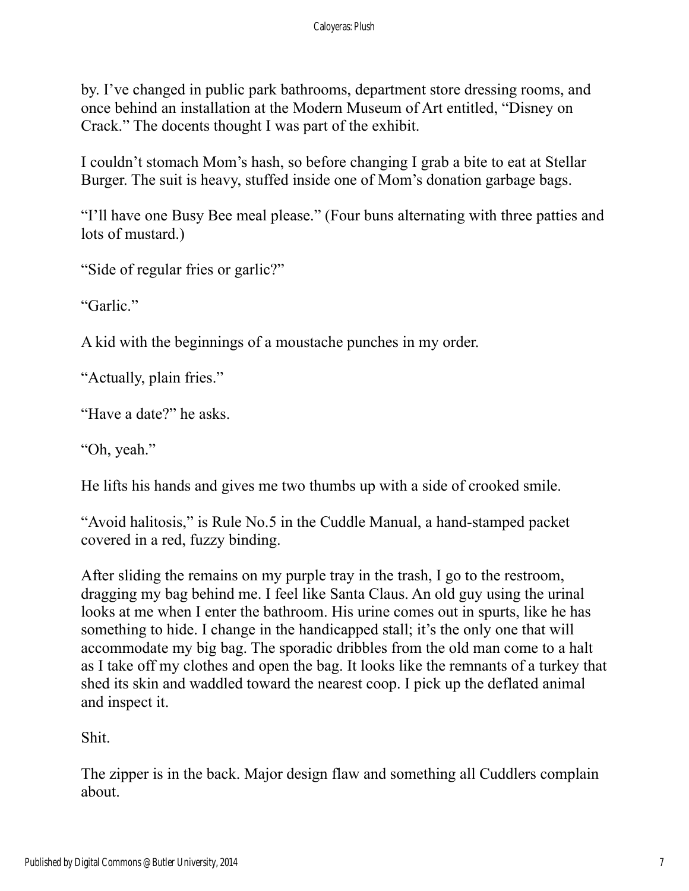by. I've changed in public park bathrooms, department store dressing rooms, and once behind an installation at the Modern Museum of Art entitled, "Disney on Crack." The docents thought I was part of the exhibit.

I couldn't stomach Mom's hash, so before changing I grab a bite to eat at Stellar Burger. The suit is heavy, stuffed inside one of Mom's donation garbage bags.

"I'll have one Busy Bee meal please." (Four buns alternating with three patties and lots of mustard.)

"Side of regular fries or garlic?"

"Garlic."

A kid with the beginnings of a moustache punches in my order.

"Actually, plain fries."

"Have a date?" he asks.

"Oh, yeah."

He lifts his hands and gives me two thumbs up with a side of crooked smile.

"Avoid halitosis," is Rule No.5 in the Cuddle Manual, a hand-stamped packet covered in a red, fuzzy binding.

After sliding the remains on my purple tray in the trash, I go to the restroom, dragging my bag behind me. I feel like Santa Claus. An old guy using the urinal looks at me when I enter the bathroom. His urine comes out in spurts, like he has something to hide. I change in the handicapped stall; it's the only one that will accommodate my big bag. The sporadic dribbles from the old man come to a halt as I take off my clothes and open the bag. It looks like the remnants of a turkey that shed its skin and waddled toward the nearest coop. I pick up the deflated animal and inspect it.

Shit.

The zipper is in the back. Major design flaw and something all Cuddlers complain about.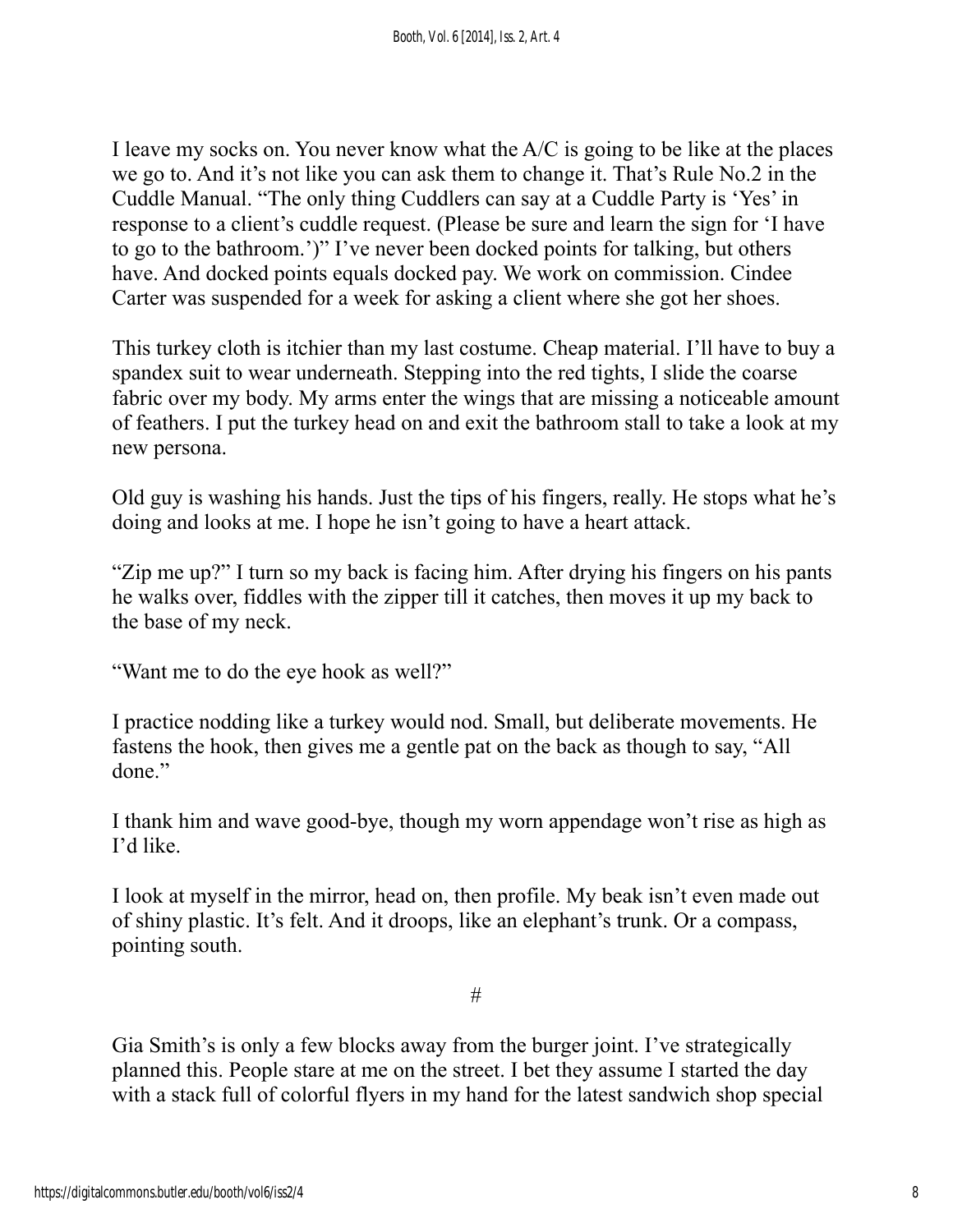I leave my socks on. You never know what the A/C is going to be like at the places we go to. And it's not like you can ask them to change it. That's Rule No.2 in the Cuddle Manual. "The only thing Cuddlers can say at a Cuddle Party is 'Yes' in response to a client's cuddle request. (Please be sure and learn the sign for 'I have to go to the bathroom.')" I've never been docked points for talking, but others have. And docked points equals docked pay. We work on commission. Cindee Carter was suspended for a week for asking a client where she got her shoes.

This turkey cloth is itchier than my last costume. Cheap material. I'll have to buy a spandex suit to wear underneath. Stepping into the red tights, I slide the coarse fabric over my body. My arms enter the wings that are missing a noticeable amount of feathers. I put the turkey head on and exit the bathroom stall to take a look at my new persona.

Old guy is washing his hands. Just the tips of his fingers, really. He stops what he's doing and looks at me. I hope he isn't going to have a heart attack.

"Zip me up?" I turn so my back is facing him. After drying his fingers on his pants he walks over, fiddles with the zipper till it catches, then moves it up my back to the base of my neck.

"Want me to do the eye hook as well?"

I practice nodding like a turkey would nod. Small, but deliberate movements. He fastens the hook, then gives me a gentle pat on the back as though to say, "All done."

I thank him and wave good-bye, though my worn appendage won't rise as high as I'd like.

I look at myself in the mirror, head on, then profile. My beak isn't even made out of shiny plastic. It's felt. And it droops, like an elephant's trunk. Or a compass, pointing south.

#

Gia Smith's is only a few blocks away from the burger joint. I've strategically planned this. People stare at me on the street. I bet they assume I started the day with a stack full of colorful flyers in my hand for the latest sandwich shop special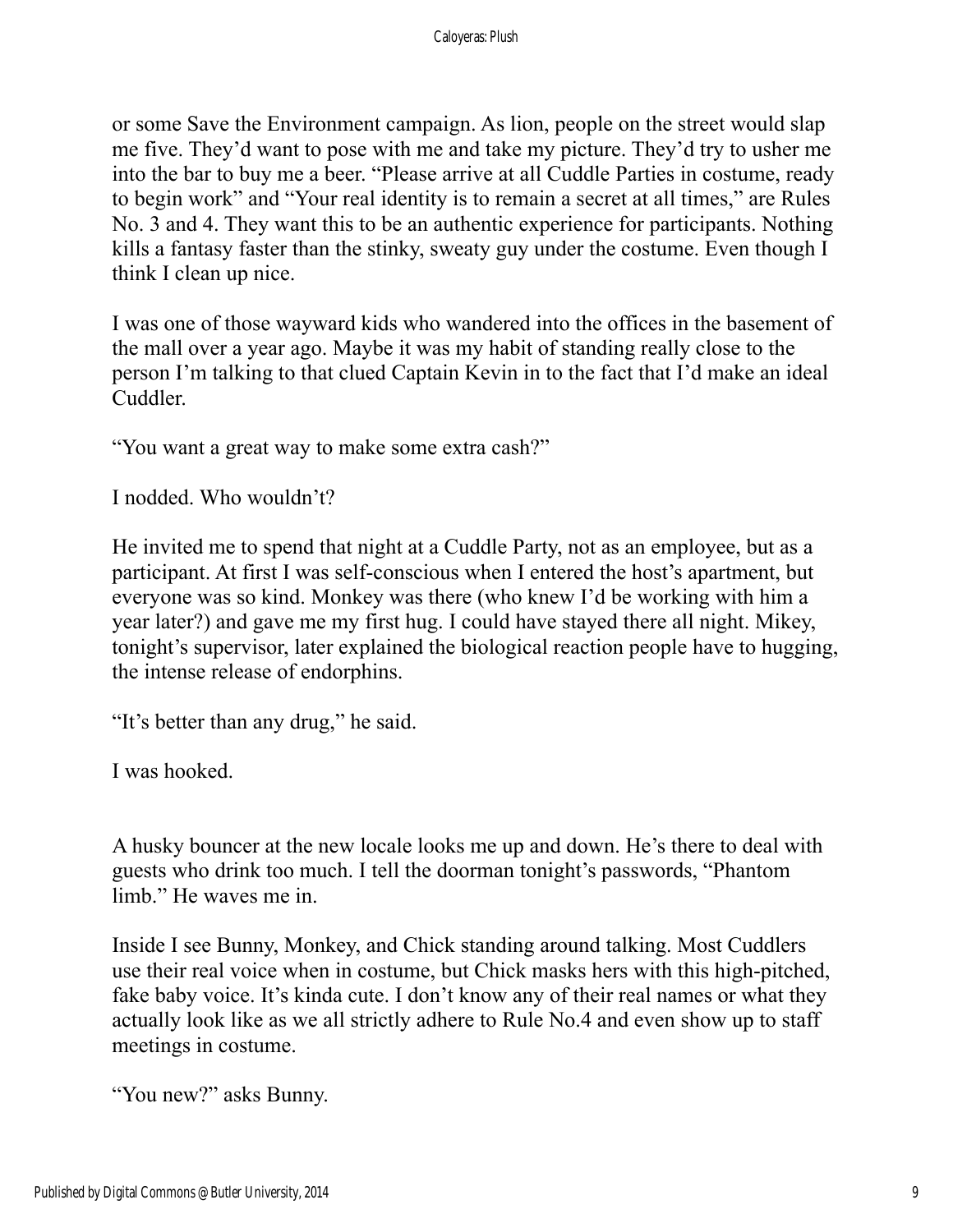or some Save the Environment campaign. As lion, people on the street would slap me five. They'd want to pose with me and take my picture. They'd try to usher me into the bar to buy me a beer. "Please arrive at all Cuddle Parties in costume, ready to begin work" and "Your real identity is to remain a secret at all times," are Rules No. 3 and 4. They want this to be an authentic experience for participants. Nothing kills a fantasy faster than the stinky, sweaty guy under the costume. Even though I think I clean up nice.

I was one of those wayward kids who wandered into the offices in the basement of the mall over a year ago. Maybe it was my habit of standing really close to the person I'm talking to that clued Captain Kevin in to the fact that I'd make an ideal Cuddler.

"You want a great way to make some extra cash?"

I nodded. Who wouldn't?

He invited me to spend that night at a Cuddle Party, not as an employee, but as a participant. At first I was self-conscious when I entered the host's apartment, but everyone was so kind. Monkey was there (who knew I'd be working with him a year later?) and gave me my first hug. I could have stayed there all night. Mikey, tonight's supervisor, later explained the biological reaction people have to hugging, the intense release of endorphins.

"It's better than any drug," he said.

I was hooked.

A husky bouncer at the new locale looks me up and down. He's there to deal with guests who drink too much. I tell the doorman tonight's passwords, "Phantom limb." He waves me in.

Inside I see Bunny, Monkey, and Chick standing around talking. Most Cuddlers use their real voice when in costume, but Chick masks hers with this high-pitched, fake baby voice. It's kinda cute. I don't know any of their real names or what they actually look like as we all strictly adhere to Rule No.4 and even show up to staff meetings in costume.

"You new?" asks Bunny.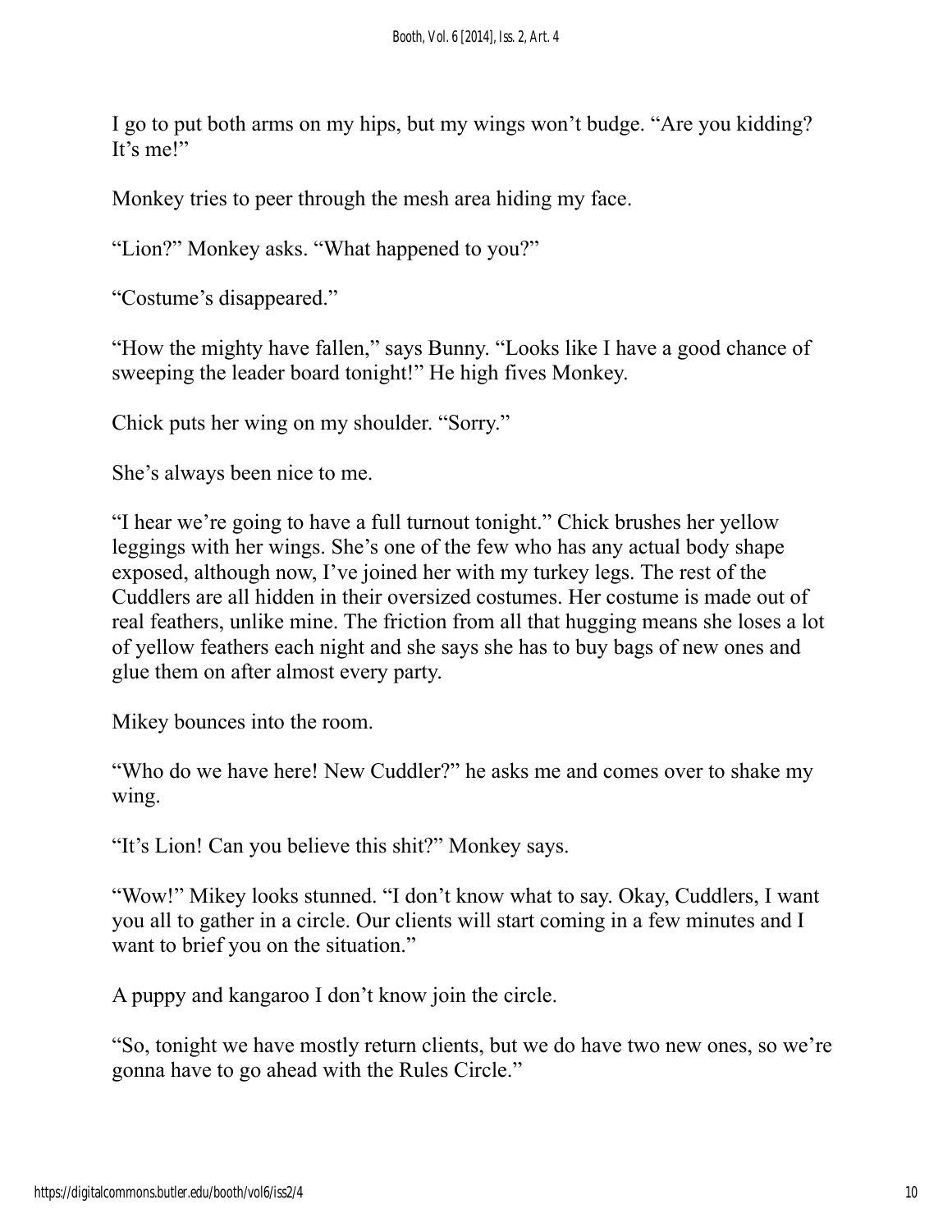I go to put both arms on my hips, but my wings won't budge. "Are you kidding? It's me!"

Monkey tries to peer through the mesh area hiding my face.

"Lion?" Monkey asks. "What happened to you?"

"Costume's disappeared."

"How the mighty have fallen," says Bunny. "Looks like I have a good chance of sweeping the leader board tonight!" He high fives Monkey.

Chick puts her wing on my shoulder. "Sorry."

She's always been nice to me.

"I hear we're going to have a full turnout tonight." Chick brushes her yellow leggings with her wings. She's one of the few who has any actual body shape exposed, although now, I've joined her with my turkey legs. The rest of the Cuddlers are all hidden in their oversized costumes. Her costume is made out of real feathers, unlike mine. The friction from all that hugging means she loses a lot of yellow feathers each night and she says she has to buy bags of new ones and glue them on after almost every party.

Mikey bounces into the room.

"Who do we have here! New Cuddler?" he asks me and comes over to shake my wing.

"It's Lion! Can you believe this shit?" Monkey says.

"Wow!" Mikey looks stunned. "I don't know what to say. Okay, Cuddlers, I want you all to gather in a circle. Our clients will start coming in a few minutes and I want to brief you on the situation."

A puppy and kangaroo I don't know join the circle.

"So, tonight we have mostly return clients, but we do have two new ones, so we're gonna have to go ahead with the Rules Circle."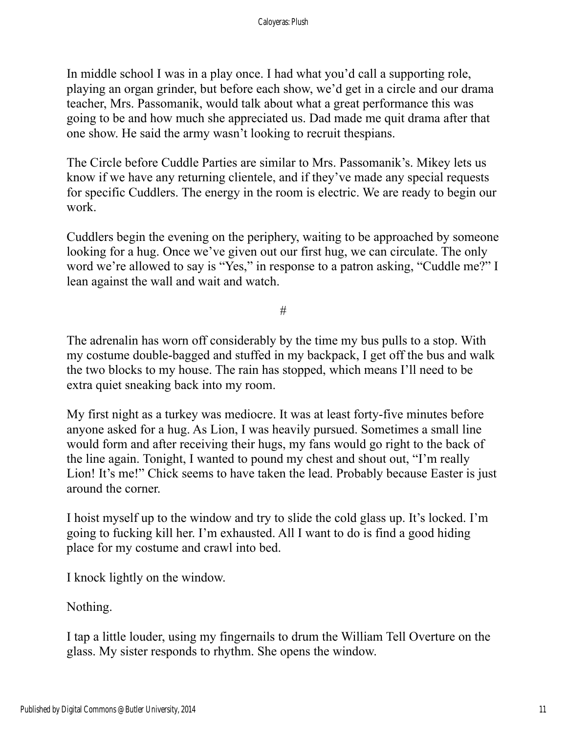In middle school I was in a play once. I had what you'd call a supporting role, playing an organ grinder, but before each show, we'd get in a circle and our drama teacher, Mrs. Passomanik, would talk about what a great performance this was going to be and how much she appreciated us. Dad made me quit drama after that one show. He said the army wasn't looking to recruit thespians.

The Circle before Cuddle Parties are similar to Mrs. Passomanik's. Mikey lets us know if we have any returning clientele, and if they've made any special requests for specific Cuddlers. The energy in the room is electric. We are ready to begin our work.

Cuddlers begin the evening on the periphery, waiting to be approached by someone looking for a hug. Once we've given out our first hug, we can circulate. The only word we're allowed to say is "Yes," in response to a patron asking, "Cuddle me?" I lean against the wall and wait and watch.

#

The adrenalin has worn off considerably by the time my bus pulls to a stop. With my costume double-bagged and stuffed in my backpack, I get off the bus and walk the two blocks to my house. The rain has stopped, which means I'll need to be extra quiet sneaking back into my room.

My first night as a turkey was mediocre. It was at least forty-five minutes before anyone asked for a hug. As Lion, I was heavily pursued. Sometimes a small line would form and after receiving their hugs, my fans would go right to the back of the line again. Tonight, I wanted to pound my chest and shout out, "I'm really Lion! It's me!" Chick seems to have taken the lead. Probably because Easter is just around the corner.

I hoist myself up to the window and try to slide the cold glass up. It's locked. I'm going to fucking kill her. I'm exhausted. All I want to do is find a good hiding place for my costume and crawl into bed.

I knock lightly on the window.

Nothing.

I tap a little louder, using my fingernails to drum the William Tell Overture on the glass. My sister responds to rhythm. She opens the window.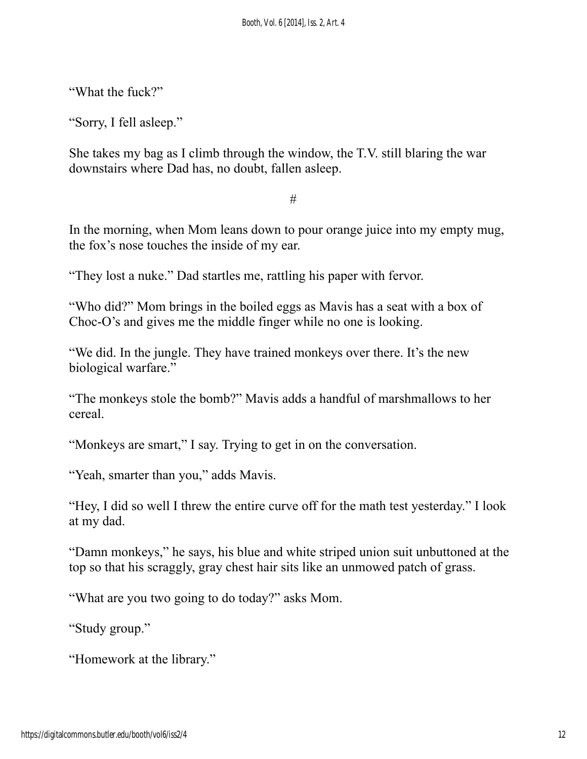"What the fuck?"

"Sorry, I fell asleep."

She takes my bag as I climb through the window, the T.V. still blaring the war downstairs where Dad has, no doubt, fallen asleep.

#

In the morning, when Mom leans down to pour orange juice into my empty mug, the fox's nose touches the inside of my ear.

"They lost a nuke." Dad startles me, rattling his paper with fervor.

"Who did?" Mom brings in the boiled eggs as Mavis has a seat with a box of Choc-O's and gives me the middle finger while no one is looking.

"We did. In the jungle. They have trained monkeys over there. It's the new biological warfare."

"The monkeys stole the bomb?" Mavis adds a handful of marshmallows to her cereal.

"Monkeys are smart," I say. Trying to get in on the conversation.

"Yeah, smarter than you," adds Mavis.

"Hey, I did so well I threw the entire curve off for the math test yesterday." I look at my dad.

"Damn monkeys," he says, his blue and white striped union suit unbuttoned at the top so that his scraggly, gray chest hair sits like an unmowed patch of grass.

"What are you two going to do today?" asks Mom.

"Study group."

"Homework at the library."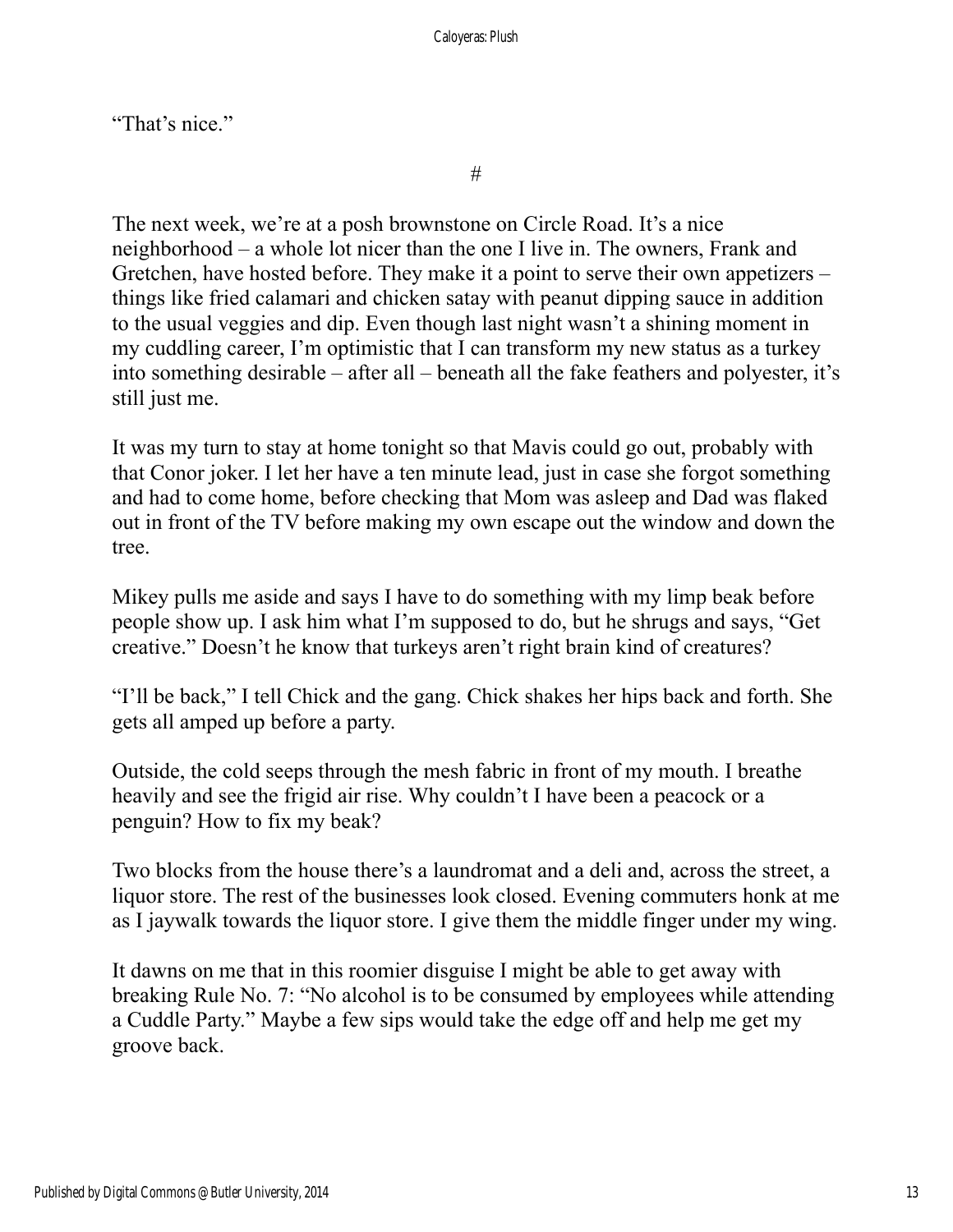"That's nice."

#

The next week, we're at a posh brownstone on Circle Road. It's a nice neighborhood – a whole lot nicer than the one I live in. The owners, Frank and Gretchen, have hosted before. They make it a point to serve their own appetizers – things like fried calamari and chicken satay with peanut dipping sauce in addition to the usual veggies and dip. Even though last night wasn't a shining moment in my cuddling career, I'm optimistic that I can transform my new status as a turkey into something desirable – after all – beneath all the fake feathers and polyester, it's still just me.

It was my turn to stay at home tonight so that Mavis could go out, probably with that Conor joker. I let her have a ten minute lead, just in case she forgot something and had to come home, before checking that Mom was asleep and Dad was flaked out in front of the TV before making my own escape out the window and down the tree.

Mikey pulls me aside and says I have to do something with my limp beak before people show up. I ask him what I'm supposed to do, but he shrugs and says, "Get creative." Doesn't he know that turkeys aren't right brain kind of creatures?

"I'll be back," I tell Chick and the gang. Chick shakes her hips back and forth. She gets all amped up before a party.

Outside, the cold seeps through the mesh fabric in front of my mouth. I breathe heavily and see the frigid air rise. Why couldn't I have been a peacock or a penguin? How to fix my beak?

Two blocks from the house there's a laundromat and a deli and, across the street, a liquor store. The rest of the businesses look closed. Evening commuters honk at me as I jaywalk towards the liquor store. I give them the middle finger under my wing.

It dawns on me that in this roomier disguise I might be able to get away with breaking Rule No. 7: "No alcohol is to be consumed by employees while attending a Cuddle Party." Maybe a few sips would take the edge off and help me get my groove back.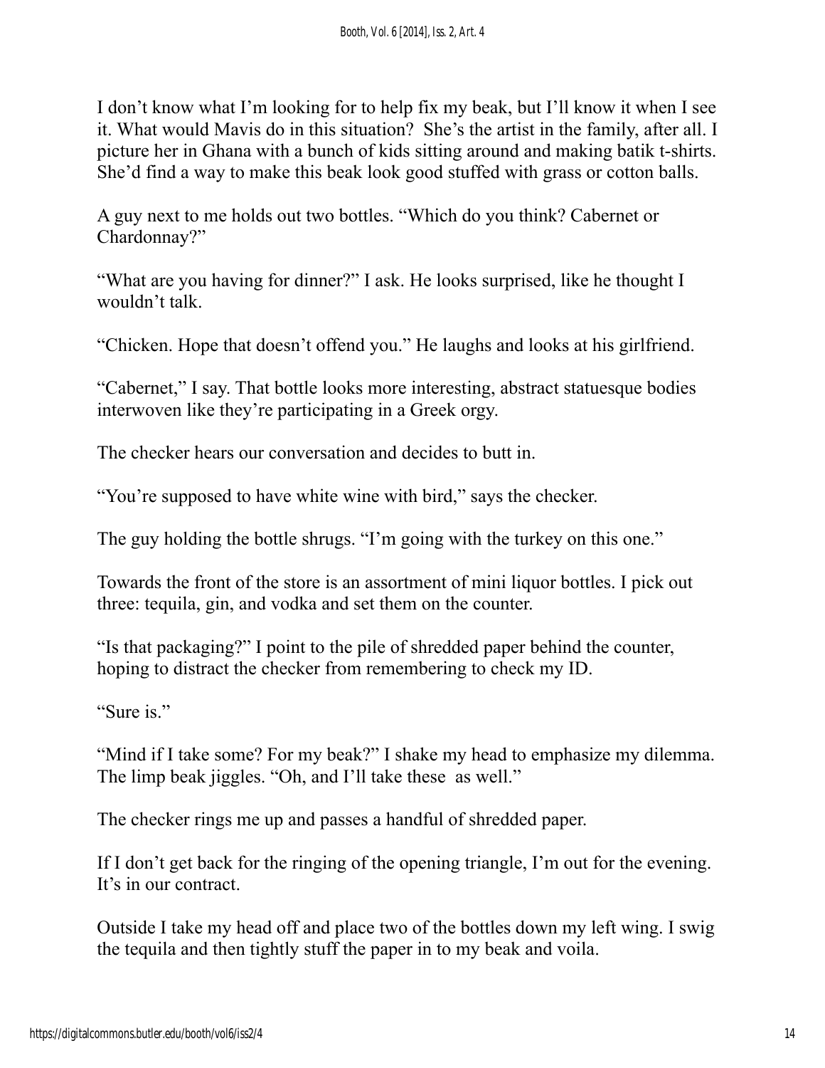I don't know what I'm looking for to help fix my beak, but I'll know it when I see it. What would Mavis do in this situation?  She's the artist in the family, after all. I picture her in Ghana with a bunch of kids sitting around and making batik t-shirts. She'd find a way to make this beak look good stuffed with grass or cotton balls.

A guy next to me holds out two bottles. "Which do you think? Cabernet or Chardonnay?"

"What are you having for dinner?" I ask. He looks surprised, like he thought I wouldn't talk.

"Chicken. Hope that doesn't offend you." He laughs and looks at his girlfriend.

"Cabernet," I say. That bottle looks more interesting, abstract statuesque bodies interwoven like they're participating in a Greek orgy.

The checker hears our conversation and decides to butt in.

"You're supposed to have white wine with bird," says the checker.

The guy holding the bottle shrugs. "I'm going with the turkey on this one."

Towards the front of the store is an assortment of mini liquor bottles. I pick out three: tequila, gin, and vodka and set them on the counter.

"Is that packaging?" I point to the pile of shredded paper behind the counter, hoping to distract the checker from remembering to check my ID.

"Sure is."

"Mind if I take some? For my beak?" I shake my head to emphasize my dilemma. The limp beak jiggles. "Oh, and I'll take these  as well."

The checker rings me up and passes a handful of shredded paper.

If I don't get back for the ringing of the opening triangle, I'm out for the evening. It's in our contract.

Outside I take my head off and place two of the bottles down my left wing. I swig the tequila and then tightly stuff the paper in to my beak and voila.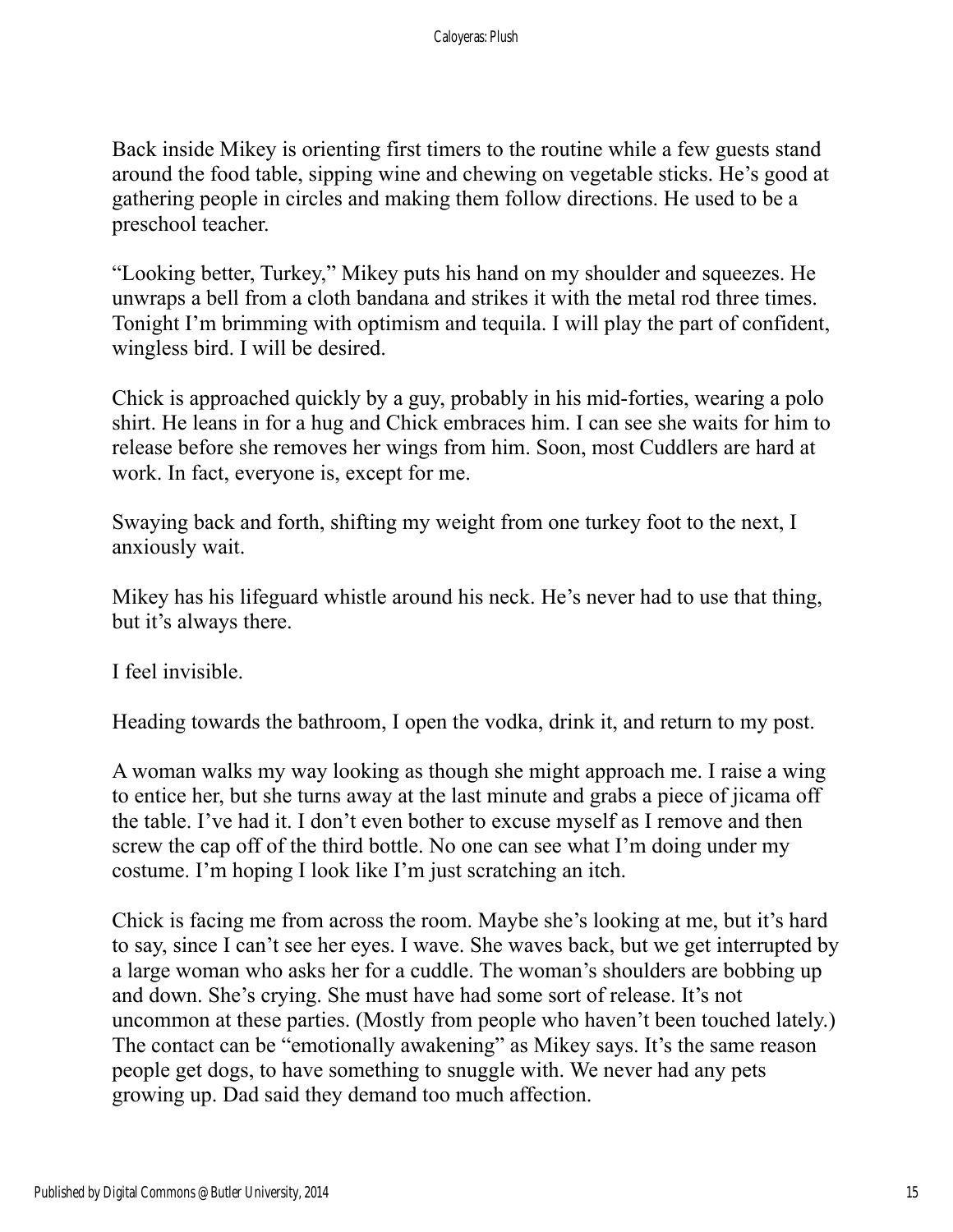Back inside Mikey is orienting first timers to the routine while a few guests stand around the food table, sipping wine and chewing on vegetable sticks. He's good at gathering people in circles and making them follow directions. He used to be a preschool teacher.

"Looking better, Turkey," Mikey puts his hand on my shoulder and squeezes. He unwraps a bell from a cloth bandana and strikes it with the metal rod three times. Tonight I'm brimming with optimism and tequila. I will play the part of confident, wingless bird. I will be desired.

Chick is approached quickly by a guy, probably in his mid-forties, wearing a polo shirt. He leans in for a hug and Chick embraces him. I can see she waits for him to release before she removes her wings from him. Soon, most Cuddlers are hard at work. In fact, everyone is, except for me.

Swaying back and forth, shifting my weight from one turkey foot to the next, I anxiously wait.

Mikey has his lifeguard whistle around his neck. He's never had to use that thing, but it's always there.

I feel invisible.

Heading towards the bathroom, I open the vodka, drink it, and return to my post.

A woman walks my way looking as though she might approach me. I raise a wing to entice her, but she turns away at the last minute and grabs a piece of jicama off the table. I've had it. I don't even bother to excuse myself as I remove and then screw the cap off of the third bottle. No one can see what I'm doing under my costume. I'm hoping I look like I'm just scratching an itch.

Chick is facing me from across the room. Maybe she's looking at me, but it's hard to say, since I can't see her eyes. I wave. She waves back, but we get interrupted by a large woman who asks her for a cuddle. The woman's shoulders are bobbing up and down. She's crying. She must have had some sort of release. It's not uncommon at these parties. (Mostly from people who haven't been touched lately.) The contact can be "emotionally awakening" as Mikey says. It's the same reason people get dogs, to have something to snuggle with. We never had any pets growing up. Dad said they demand too much affection.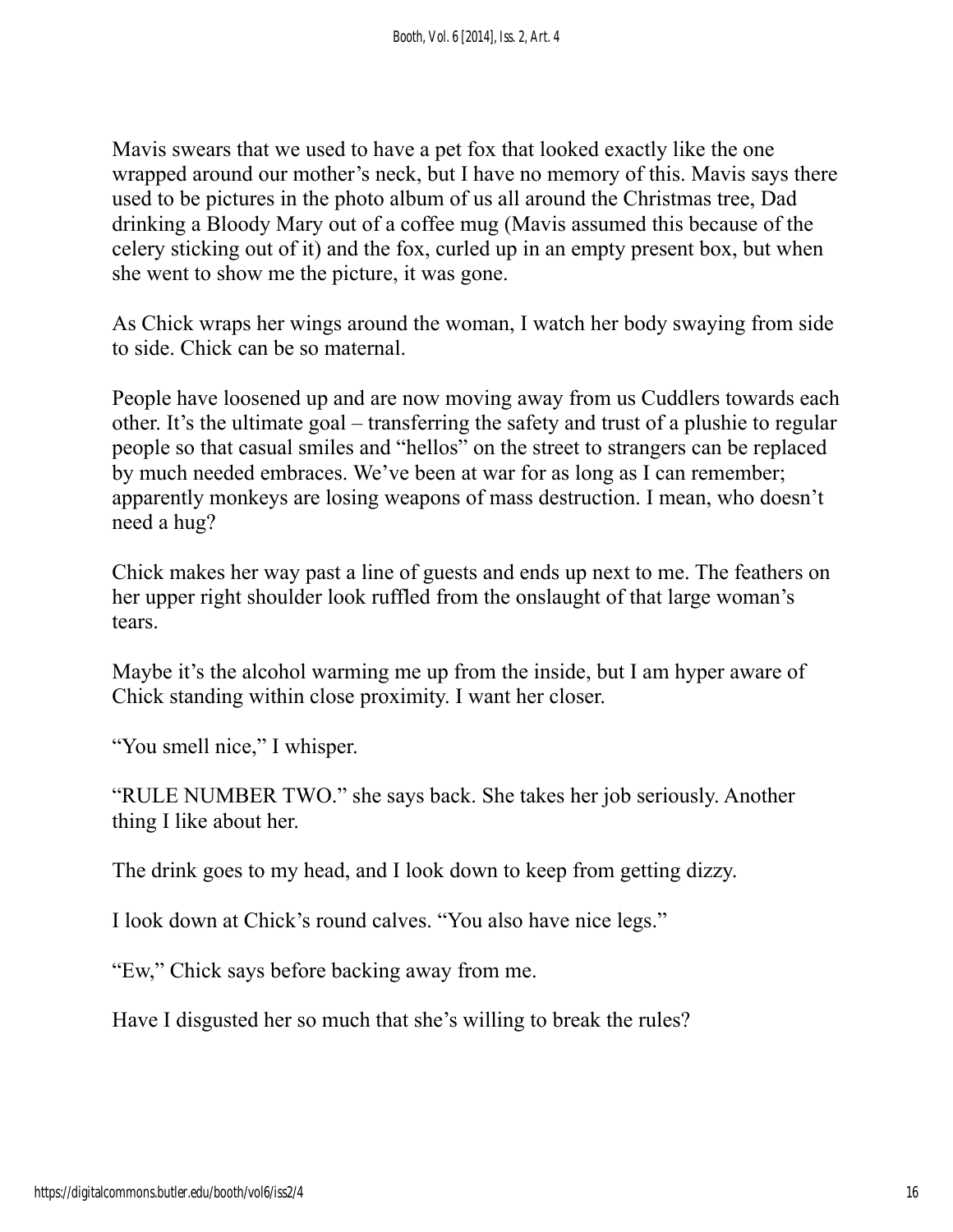Mavis swears that we used to have a pet fox that looked exactly like the one wrapped around our mother's neck, but I have no memory of this. Mavis says there used to be pictures in the photo album of us all around the Christmas tree, Dad drinking a Bloody Mary out of a coffee mug (Mavis assumed this because of the celery sticking out of it) and the fox, curled up in an empty present box, but when she went to show me the picture, it was gone.

As Chick wraps her wings around the woman, I watch her body swaying from side to side. Chick can be so maternal.

People have loosened up and are now moving away from us Cuddlers towards each other. It's the ultimate goal – transferring the safety and trust of a plushie to regular people so that casual smiles and "hellos" on the street to strangers can be replaced by much needed embraces. We've been at war for as long as I can remember; apparently monkeys are losing weapons of mass destruction. I mean, who doesn't need a hug?

Chick makes her way past a line of guests and ends up next to me. The feathers on her upper right shoulder look ruffled from the onslaught of that large woman's tears.

Maybe it's the alcohol warming me up from the inside, but I am hyper aware of Chick standing within close proximity. I want her closer.

"You smell nice," I whisper.

"RULE NUMBER TWO." she says back. She takes her job seriously. Another thing I like about her.

The drink goes to my head, and I look down to keep from getting dizzy.

I look down at Chick's round calves. "You also have nice legs."

"Ew," Chick says before backing away from me.

Have I disgusted her so much that she's willing to break the rules?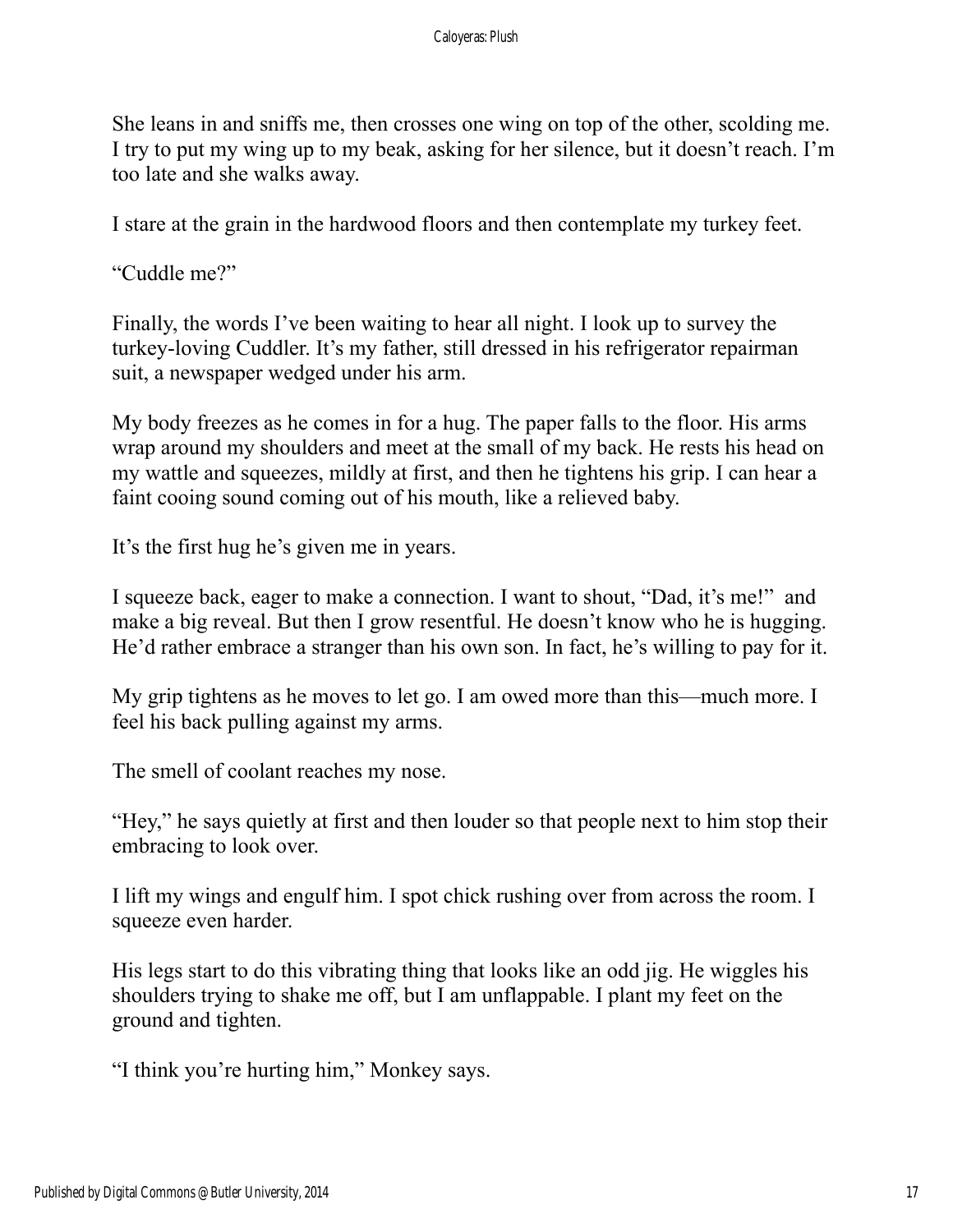She leans in and sniffs me, then crosses one wing on top of the other, scolding me. I try to put my wing up to my beak, asking for her silence, but it doesn't reach. I'm too late and she walks away.

I stare at the grain in the hardwood floors and then contemplate my turkey feet.

"Cuddle me?"

Finally, the words I've been waiting to hear all night. I look up to survey the turkey-loving Cuddler. It's my father, still dressed in his refrigerator repairman suit, a newspaper wedged under his arm.

My body freezes as he comes in for a hug. The paper falls to the floor. His arms wrap around my shoulders and meet at the small of my back. He rests his head on my wattle and squeezes, mildly at first, and then he tightens his grip. I can hear a faint cooing sound coming out of his mouth, like a relieved baby.

It's the first hug he's given me in years.

I squeeze back, eager to make a connection. I want to shout, "Dad, it's me!" and make a big reveal. But then I grow resentful. He doesn't know who he is hugging. He'd rather embrace a stranger than his own son. In fact, he's willing to pay for it.

My grip tightens as he moves to let go. I am owed more than this—much more. I feel his back pulling against my arms.

The smell of coolant reaches my nose.

"Hey," he says quietly at first and then louder so that people next to him stop their embracing to look over.

I lift my wings and engulf him. I spot chick rushing over from across the room. I squeeze even harder.

His legs start to do this vibrating thing that looks like an odd jig. He wiggles his shoulders trying to shake me off, but I am unflappable. I plant my feet on the ground and tighten.

"I think you're hurting him," Monkey says.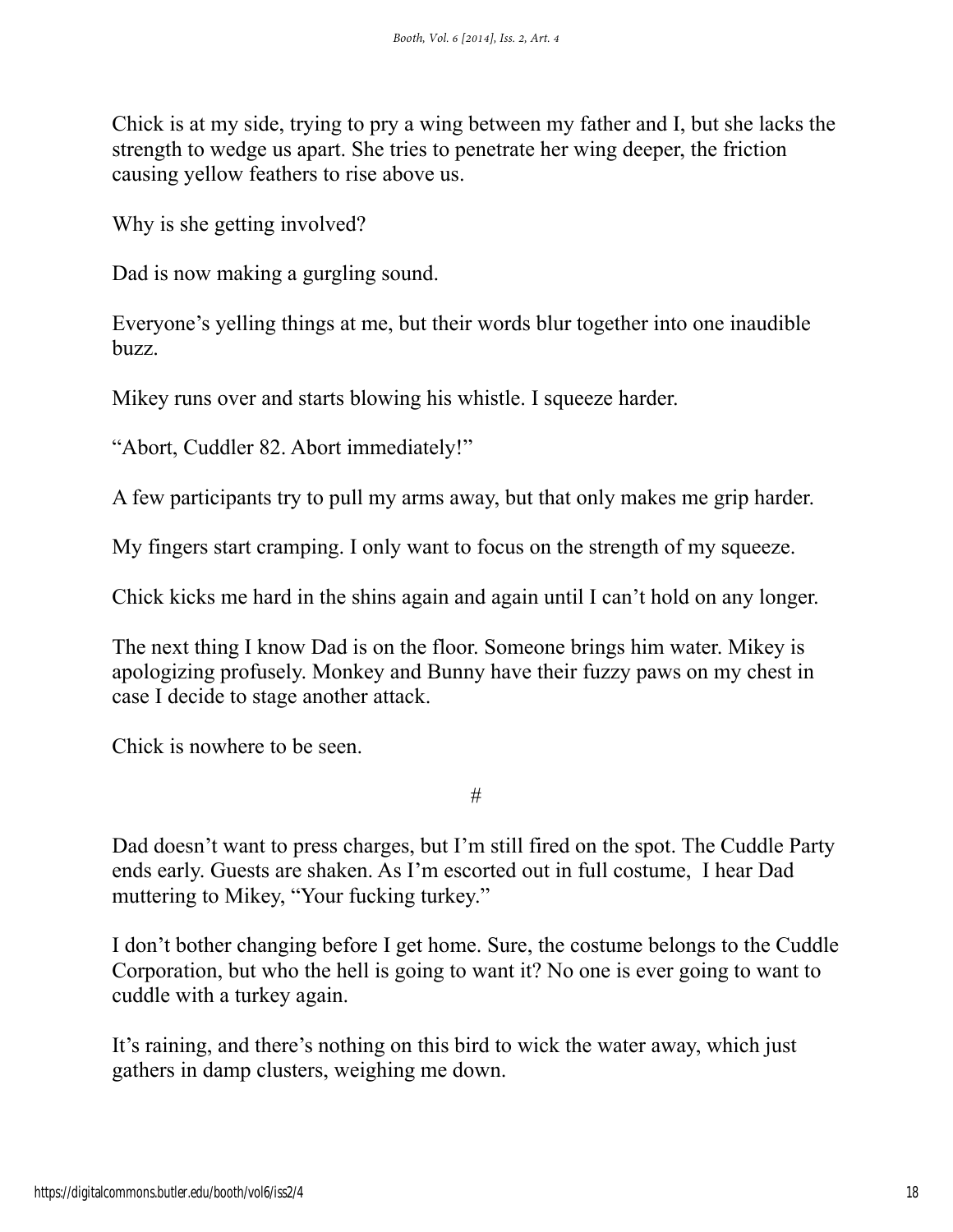Chick is at my side, trying to pry a wing between my father and I, but she lacks the strength to wedge us apart. She tries to penetrate her wing deeper, the friction causing yellow feathers to rise above us.

Why is she getting involved?

Dad is now making a gurgling sound.

Everyone's yelling things at me, but their words blur together into one inaudible buzz.

Mikey runs over and starts blowing his whistle. I squeeze harder.

"Abort, Cuddler 82. Abort immediately!"

A few participants try to pull my arms away, but that only makes me grip harder.

My fingers start cramping. I only want to focus on the strength of my squeeze.

Chick kicks me hard in the shins again and again until I can't hold on any longer.

The next thing I know Dad is on the floor. Someone brings him water. Mikey is apologizing profusely. Monkey and Bunny have their fuzzy paws on my chest in case I decide to stage another attack.

Chick is nowhere to be seen.

#

Dad doesn't want to press charges, but I'm still fired on the spot. The Cuddle Party ends early. Guests are shaken. As I'm escorted out in full costume, I hear Dad muttering to Mikey, "Your fucking turkey."

I don't bother changing before I get home. Sure, the costume belongs to the Cuddle Corporation, but who the hell is going to want it? No one is ever going to want to cuddle with a turkey again.

It's raining, and there's nothing on this bird to wick the water away, which just gathers in damp clusters, weighing me down.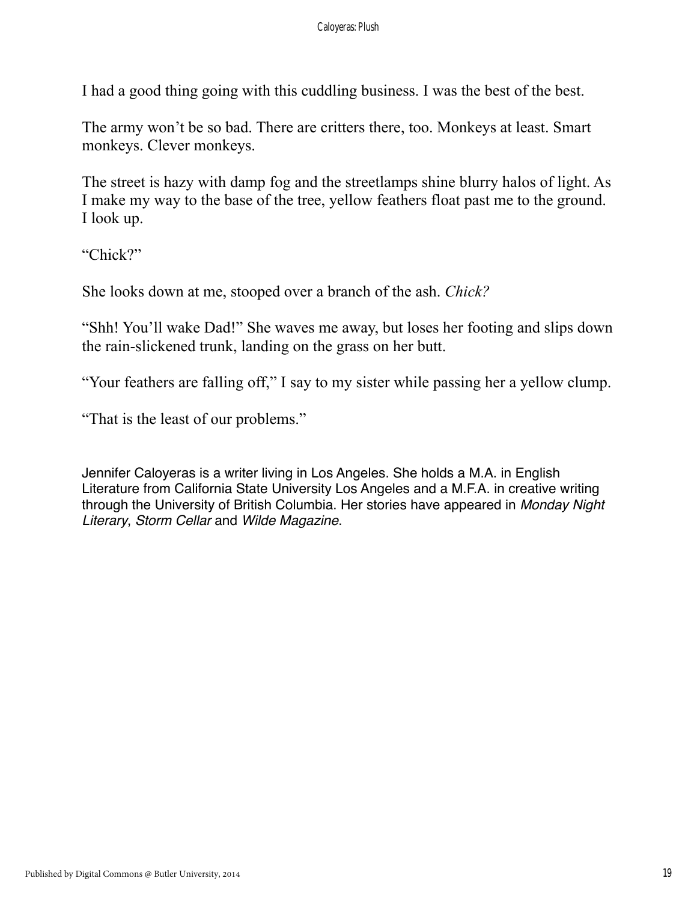I had a good thing going with this cuddling business. I was the best of the best.

The army won't be so bad. There are critters there, too. Monkeys at least. Smart monkeys. Clever monkeys.

The street is hazy with damp fog and the streetlamps shine blurry halos of light. As I make my way to the base of the tree, yellow feathers float past me to the ground. I look up.

"Chick?"

She looks down at me, stooped over a branch of the ash. *Chick?*

"Shh! You'll wake Dad!" She waves me away, but loses her footing and slips down the rain-slickened trunk, landing on the grass on her butt.

"Your feathers are falling off," I say to my sister while passing her a yellow clump.

"That is the least of our problems."

Jennifer Caloyeras is a writer living in Los Angeles. She holds a M.A. in English Literature from California State University Los Angeles and a M.F.A. in creative writing through the University of British Columbia. Her stories have appeared in *Monday Night Literary*, *Storm Cellar* and *Wilde Magazine*.

Published by Digital Commons @ Butler University, 2014